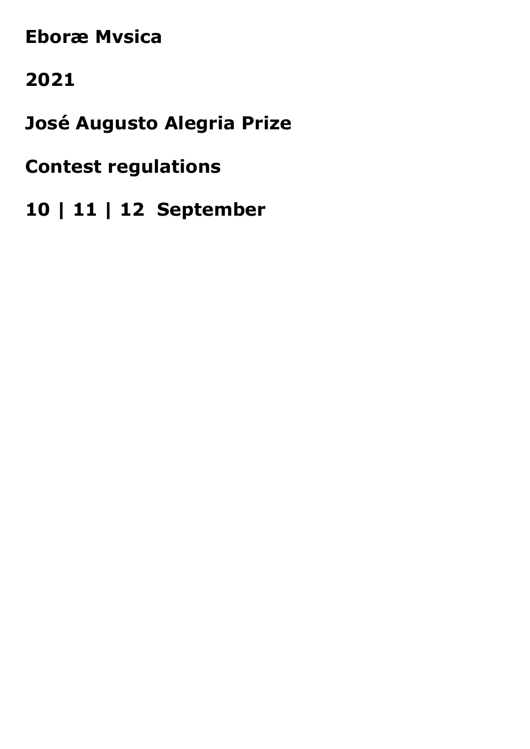# Eboræ Mvsica

# 2021

# José Augusto Alegria Prize

# Contest regulations

# 10 | 11 | 12 September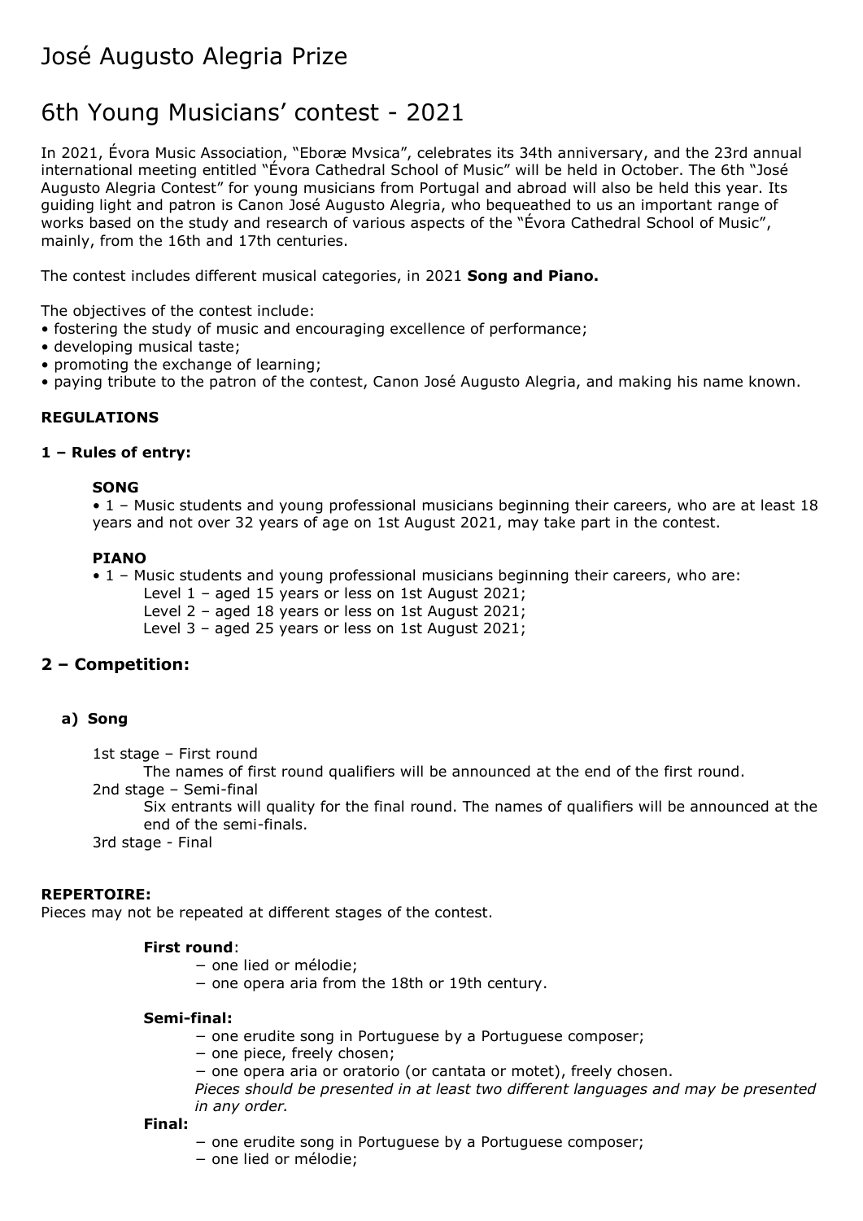# José Augusto Alegria Prize

# 6th Young Musicians' contest - 2021

In 2021, Évora Music Association, "Eboræ Mvsica", celebrates its 34th anniversary, and the 23rd annual international meeting entitled "Évora Cathedral School of Music" will be held in October. The 6th "José Augusto Alegria Contest" for young musicians from Portugal and abroad will also be held this year. Its guiding light and patron is Canon José Augusto Alegria, who bequeathed to us an important range of works based on the study and research of various aspects of the "Évora Cathedral School of Music", mainly, from the 16th and 17th centuries.

The contest includes different musical categories, in 2021 **Song and Piano.**

The objectives of the contest include:

- fostering the study of music and encouraging excellence of performance;
- developing musical taste;
- promoting the exchange of learning;
- paying tribute to the patron of the contest, Canon José Augusto Alegria, and making his name known.

**REGULATIONS**

**1 – Rules of entry:**

**SONG**

• 1 – Music students and young professional musicians beginning their careers, who are at least 18 years and not over 32 years of age on 1st August 2021, may take part in the contest.

**PIANO**

• 1 – Music students and young professional musicians beginning their careers, who are:
  - Level 1 – aged 15 years or less on 1st August 2021;
  - Level 2 – aged 18 years or less on 1st August 2021;
  - Level 3 – aged 25 years or less on 1st August 2021;

## 2 – Competition:

### a) Song

1st stage – First round

The names of first round qualifiers will be announced at the end of the first round.

2nd stage – Semi-final

Six entrants will quality for the final round. The names of qualifiers will be announced at the end of the semi-finals.

3rd stage - Final

**REPERTOIRE:**

Pieces may not be repeated at different stages of the contest.

**First round**:

− one lied or mélodie;
− one opera aria from the 18th or 19th century.

**Semi-final:**

− one erudite song in Portuguese by a Portuguese composer;
− one piece, freely chosen;
− one opera aria or oratorio (or cantata or motet), freely chosen.

*Pieces should be presented in at least two different languages and may be presented in any order.*

**Final:**

− one erudite song in Portuguese by a Portuguese composer;
− one lied or mélodie;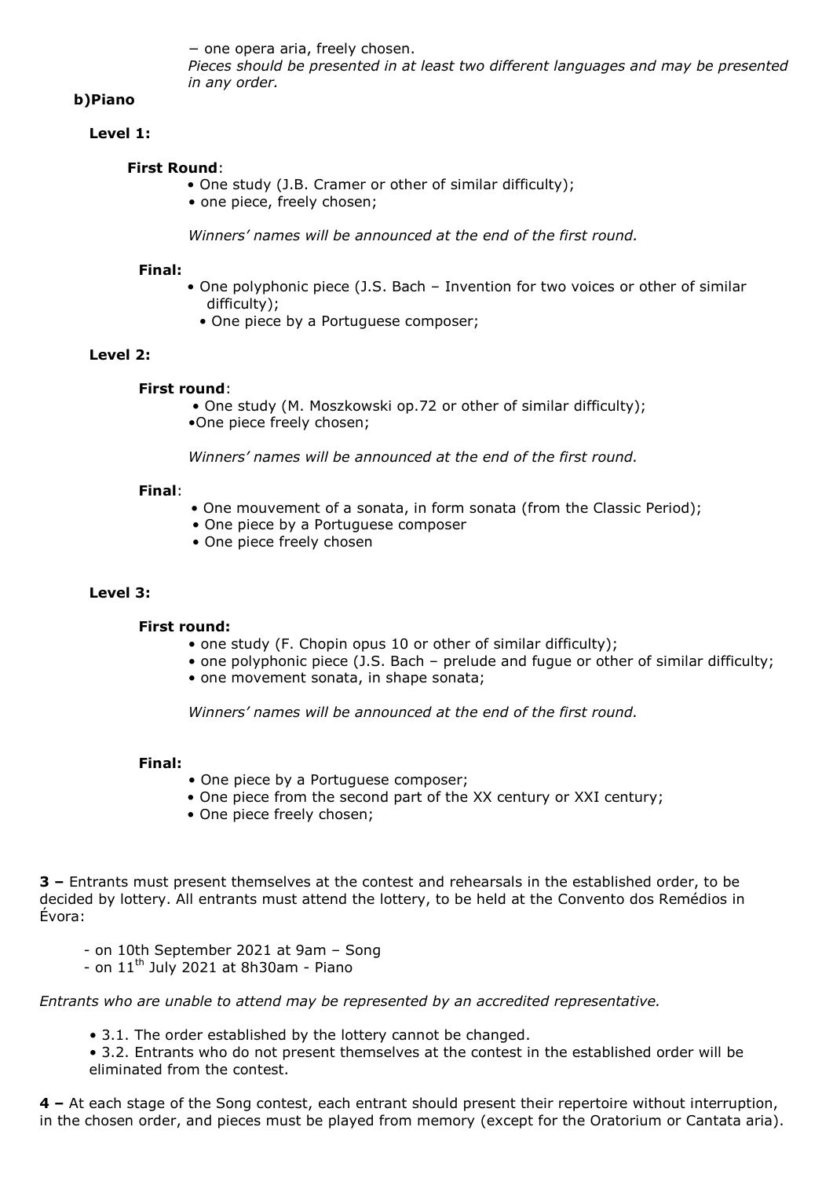− one opera aria, freely chosen.

*Pieces should be presented in at least two different languages and may be presented in any order.*

**b)Piano**

**Level 1:**

**First Round**:

- One study (J.B. Cramer or other of similar difficulty);
- one piece, freely chosen;

*Winners' names will be announced at the end of the first round.*

**Final:**

- One polyphonic piece (J.S. Bach – Invention for two voices or other of similar difficulty);
- One piece by a Portuguese composer;

**Level 2:**

**First round**:

- One study (M. Moszkowski op.72 or other of similar difficulty);
- One piece freely chosen;

*Winners' names will be announced at the end of the first round.*

**Final**:

- One mouvement of a sonata, in form sonata (from the Classic Period);
- One piece by a Portuguese composer
- One piece freely chosen

**Level 3:**

**First round:**

- one study (F. Chopin opus 10 or other of similar difficulty);
- one polyphonic piece (J.S. Bach – prelude and fugue or other of similar difficulty;
- one movement sonata, in shape sonata;

*Winners' names will be announced at the end of the first round.*

**Final:**

- One piece by a Portuguese composer;
- One piece from the second part of the XX century or XXI century;
- One piece freely chosen;

**3 –** Entrants must present themselves at the contest and rehearsals in the established order, to be decided by lottery. All entrants must attend the lottery, to be held at the Convento dos Remédios in Évora:

- on 10th September 2021 at 9am – Song
- on 11th July 2021 at 8h30am - Piano

*Entrants who are unable to attend may be represented by an accredited representative.*

- 3.1. The order established by the lottery cannot be changed.
- 3.2. Entrants who do not present themselves at the contest in the established order will be eliminated from the contest.

**4 –** At each stage of the Song contest, each entrant should present their repertoire without interruption, in the chosen order, and pieces must be played from memory (except for the Oratorium or Cantata aria).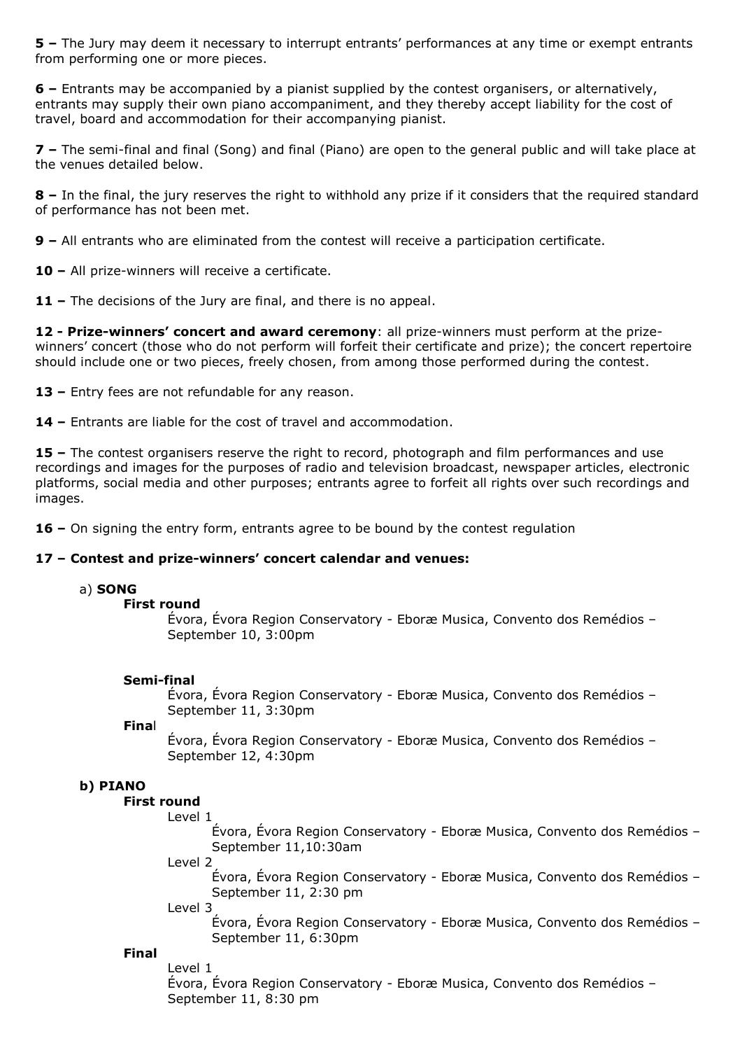**5 –** The Jury may deem it necessary to interrupt entrants' performances at any time or exempt entrants from performing one or more pieces.

**6 –** Entrants may be accompanied by a pianist supplied by the contest organisers, or alternatively, entrants may supply their own piano accompaniment, and they thereby accept liability for the cost of travel, board and accommodation for their accompanying pianist.

**7 –** The semi-final and final (Song) and final (Piano) are open to the general public and will take place at the venues detailed below.

**8 –** In the final, the jury reserves the right to withhold any prize if it considers that the required standard of performance has not been met.

**9 –** All entrants who are eliminated from the contest will receive a participation certificate.

**10 –** All prize-winners will receive a certificate.

**11 –** The decisions of the Jury are final, and there is no appeal.

**12 - Prize-winners' concert and award ceremony**: all prize-winners must perform at the prize-winners' concert (those who do not perform will forfeit their certificate and prize); the concert repertoire should include one or two pieces, freely chosen, from among those performed during the contest.

**13 –** Entry fees are not refundable for any reason.

**14 –** Entrants are liable for the cost of travel and accommodation.

**15 –** The contest organisers reserve the right to record, photograph and film performances and use recordings and images for the purposes of radio and television broadcast, newspaper articles, electronic platforms, social media and other purposes; entrants agree to forfeit all rights over such recordings and images.

**16 –** On signing the entry form, entrants agree to be bound by the contest regulation

**17 – Contest and prize-winners' concert calendar and venues:**

a) **SONG**

**First round**

Évora, Évora Region Conservatory - Eboræ Musica, Convento dos Remédios – September 10, 3:00pm

**Semi-final**

Évora, Évora Region Conservatory - Eboræ Musica, Convento dos Remédios – September 11, 3:30pm

**Final**

Évora, Évora Region Conservatory - Eboræ Musica, Convento dos Remédios – September 12, 4:30pm

**b) PIANO**

**First round**

Level 1

Évora, Évora Region Conservatory - Eboræ Musica, Convento dos Remédios – September 11,10:30am

Level 2

Évora, Évora Region Conservatory - Eboræ Musica, Convento dos Remédios – September 11, 2:30 pm

Level 3

Évora, Évora Region Conservatory - Eboræ Musica, Convento dos Remédios – September 11, 6:30pm

**Final**

Level 1

Évora, Évora Region Conservatory - Eboræ Musica, Convento dos Remédios – September 11, 8:30 pm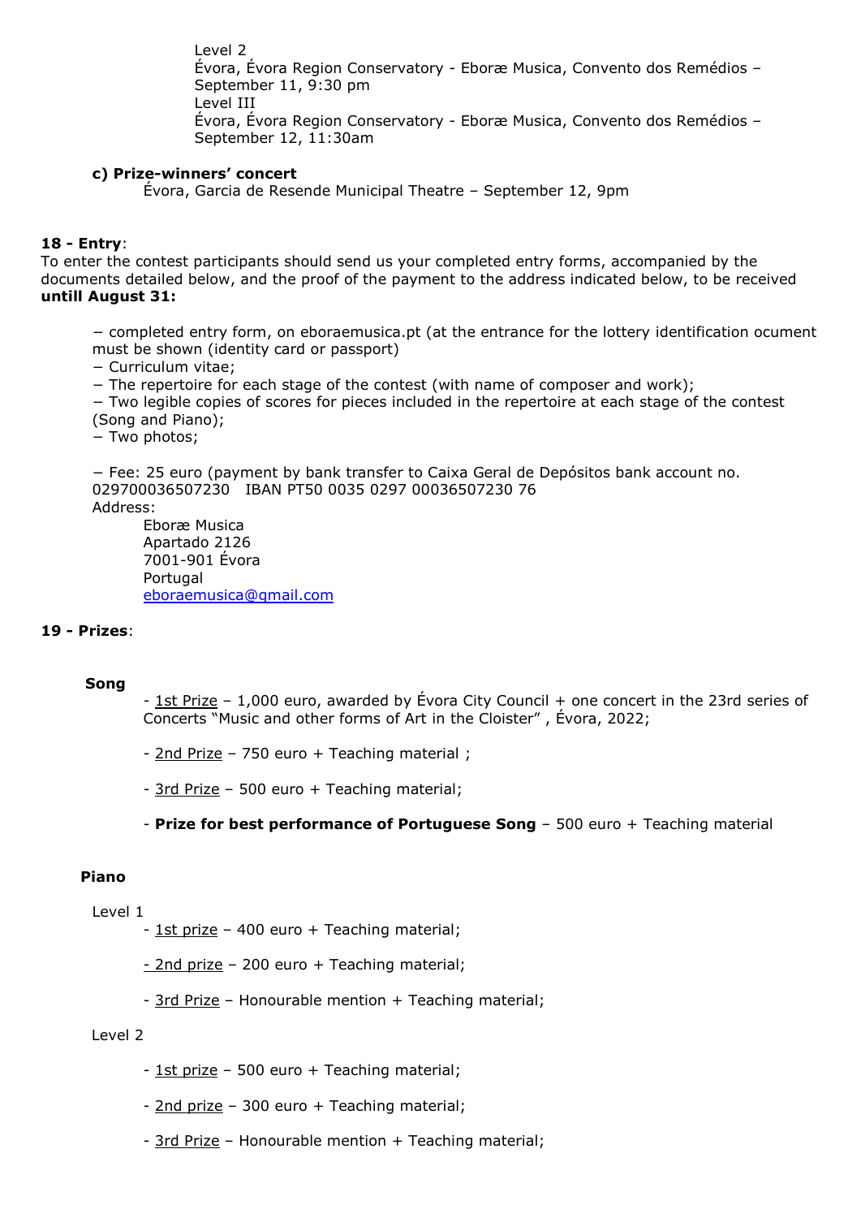Level 2
Évora, Évora Region Conservatory - Eboræ Musica, Convento dos Remédios – September 11, 9:30 pm
Level III
Évora, Évora Region Conservatory - Eboræ Musica, Convento dos Remédios – September 12, 11:30am

**c) Prize-winners' concert**

Évora, Garcia de Resende Municipal Theatre – September 12, 9pm

**18 - Entry**:

To enter the contest participants should send us your completed entry forms, accompanied by the documents detailed below, and the proof of the payment to the address indicated below, to be received **untill August 31:**

− completed entry form, on eboraemusica.pt (at the entrance for the lottery identification ocument must be shown (identity card or passport)
− Curriculum vitae;
− The repertoire for each stage of the contest (with name of composer and work);
− Two legible copies of scores for pieces included in the repertoire at each stage of the contest (Song and Piano);
− Two photos;

− Fee: 25 euro (payment by bank transfer to Caixa Geral de Depósitos bank account no. 029700036507230   IBAN PT50 0035 0297 00036507230 76

Address:

Eboræ Musica
Apartado 2126
7001-901 Évora
Portugal
eboraemusica@gmail.com

**19 - Prizes**:

**Song**

- 1st Prize – 1,000 euro, awarded by Évora City Council + one concert in the 23rd series of Concerts "Music and other forms of Art in the Cloister" , Évora, 2022;

- 2nd Prize – 750 euro + Teaching material ;

- 3rd Prize – 500 euro + Teaching material;

- **Prize for best performance of Portuguese Song** – 500 euro + Teaching material

**Piano**

Level 1

- 1st prize – 400 euro + Teaching material;

- 2nd prize – 200 euro + Teaching material;

- 3rd Prize – Honourable mention + Teaching material;

Level 2

- 1st prize – 500 euro + Teaching material;

- 2nd prize – 300 euro + Teaching material;

- 3rd Prize – Honourable mention + Teaching material;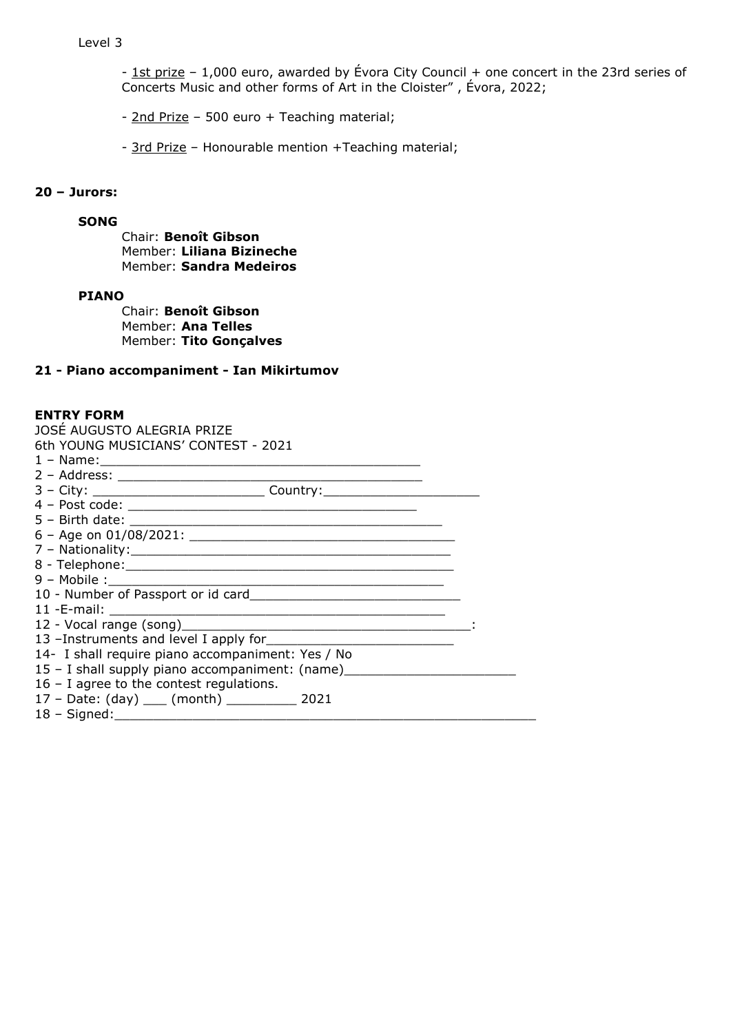Level 3

- <u>1st prize</u> – 1,000 euro, awarded by Évora City Council + one concert in the 23rd series of Concerts Music and other forms of Art in the Cloister" , Évora, 2022;
- <u>2nd Prize</u> – 500 euro + Teaching material;
- <u>3rd Prize</u> – Honourable mention +Teaching material;

**20 – Jurors:**

**SONG**

Chair: **Benoît Gibson**
Member: **Liliana Bizineche**
Member: **Sandra Medeiros**

**PIANO**

Chair: **Benoît Gibson**
Member: **Ana Telles**
Member: **Tito Gonçalves**

**21 - Piano accompaniment - Ian Mikirtumov**

**ENTRY FORM**

JOSÉ AUGUSTO ALEGRIA PRIZE
6th YOUNG MUSICIANS' CONTEST - 2021

1 – Name:_________________________________________
2 – Address: ______________________________________
3 – City: ______________________ Country:___________________
4 – Post code: ____________________________________
5 – Birth date: ____________________________________
6 – Age on 01/08/2021: ______________________________
7 – Nationality:_____________________________________
8 - Telephone:______________________________________
9 – Mobile :________________________________________
10 - Number of Passport or id card__________________________
11 -E-mail: ________________________________________
12 - Vocal range (song)____________________________________:
13 –Instruments and level I apply for________________________
14- I shall require piano accompaniment: Yes / No
15 – I shall supply piano accompaniment: (name)______________________
16 – I agree to the contest regulations.
17 – Date: (day) ___ (month) _________ 2021
18 – Signed:_____________________________________________________